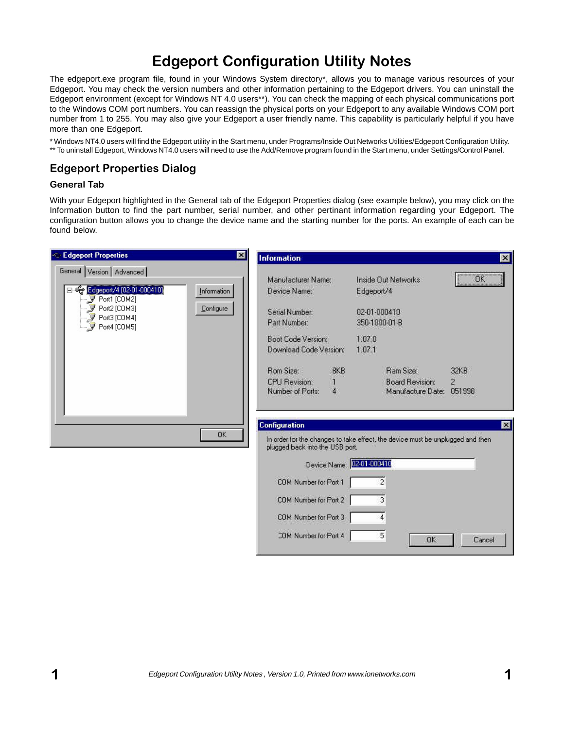# Edgeport Configuration Utility Notes

The edgeport.exe program file, found in your Windows System directory*, allows you to manage various resources of your Edgeport. You may check the version numbers and other information pertaining to the Edgeport drivers. You can uninstall the Edgeport environment (except for Windows NT 4.0 users**). You can check the mapping of each physical communications port to the Windows COM port numbers. You can reassign the physical ports on your Edgeport to any available Windows COM port number from 1 to 255. You may also give your Edgeport a user friendly name. This capability is particularly helpful if you have more than one Edgeport.

* Windows NT4.0 users will find the Edgeport utility in the Start menu, under Programs/Inside Out Networks Utilities/Edgeport Configuration Utility.
** To uninstall Edgeport, Windows NT4.0 users will need to use the Add/Remove program found in the Start menu, under Settings/Control Panel.

## Edgeport Properties Dialog

### General Tab

With your Edgeport highlighted in the General tab of the Edgeport Properties dialog (see example below), you may click on the Information button to find the part number, serial number, and other pertinant information regarding your Edgeport. The configuration button allows you to change the device name and the starting number for the ports. An example of each can be found below.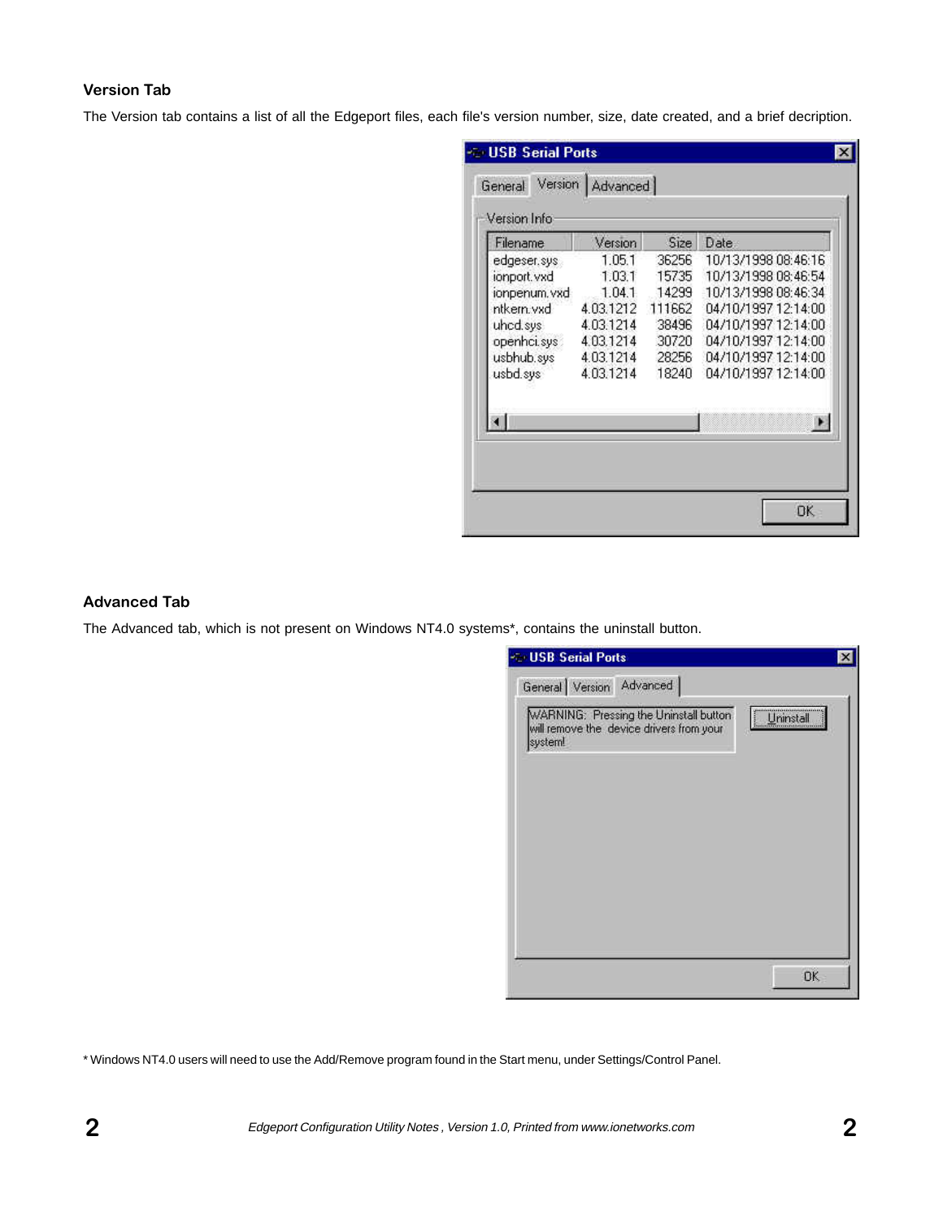### Version Tab

The Version tab contains a list of all the Edgeport files, each file's version number, size, date created, and a brief decription.

USB Serial Ports

General | Version | Advanced

Version Info

| Filename | Version | Size | Date |
| --- | --- | --- | --- |
| edgeser.sys | 1.05.1 | 36256 | 10/13/1998 08:46:16 |
| ionport.vxd | 1.03.1 | 15735 | 10/13/1998 08:46:54 |
| ionpenum.vxd | 1.04.1 | 14299 | 10/13/1998 08:46:34 |
| ntkern.vxd | 4.03.1212 | 111662 | 04/10/1997 12:14:00 |
| uhcd.sys | 4.03.1214 | 38496 | 04/10/1997 12:14:00 |
| openhci.sys | 4.03.1214 | 30720 | 04/10/1997 12:14:00 |
| usbhub.sys | 4.03.1214 | 28256 | 04/10/1997 12:14:00 |
| usbd.sys | 4.03.1214 | 18240 | 04/10/1997 12:14:00 |

OK

### Advanced Tab

The Advanced tab, which is not present on Windows NT4.0 systems*, contains the uninstall button.

USB Serial Ports

General | Version | Advanced

WARNING: Pressing the Uninstall button will remove the device drivers from your system!

Uninstall

OK

* Windows NT4.0 users will need to use the Add/Remove program found in the Start menu, under Settings/Control Panel.